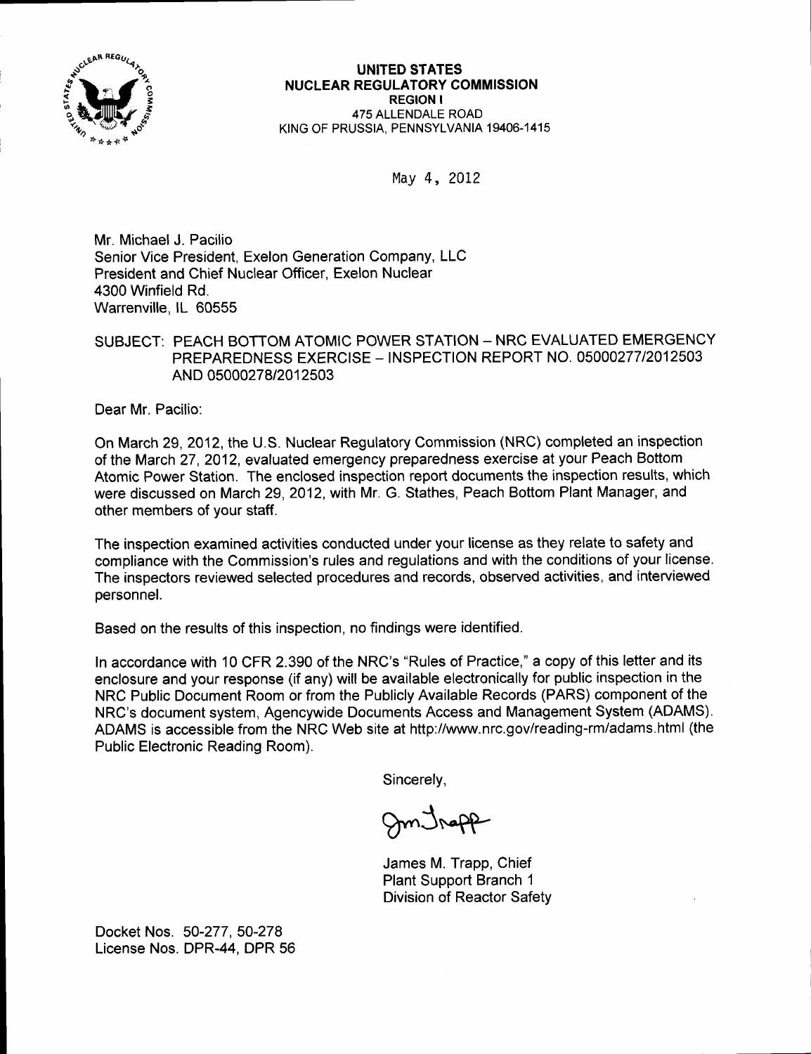**UNITED STATES**
**NUCLEAR REGULATORY COMMISSION**
**REGION I**
475 ALLENDALE ROAD
KING OF PRUSSIA, PENNSYLVANIA 19406-1415

May 4, 2012

Mr. Michael J. Pacilio
Senior Vice President, Exelon Generation Company, LLC
President and Chief Nuclear Officer, Exelon Nuclear
4300 Winfield Rd.
Warrenville, IL 60555

SUBJECT: PEACH BOTTOM ATOMIC POWER STATION – NRC EVALUATED EMERGENCY PREPAREDNESS EXERCISE – INSPECTION REPORT NO. 05000277/2012503 AND 05000278/2012503

Dear Mr. Pacilio:

On March 29, 2012, the U.S. Nuclear Regulatory Commission (NRC) completed an inspection of the March 27, 2012, evaluated emergency preparedness exercise at your Peach Bottom Atomic Power Station. The enclosed inspection report documents the inspection results, which were discussed on March 29, 2012, with Mr. G. Stathes, Peach Bottom Plant Manager, and other members of your staff.

The inspection examined activities conducted under your license as they relate to safety and compliance with the Commission's rules and regulations and with the conditions of your license. The inspectors reviewed selected procedures and records, observed activities, and interviewed personnel.

Based on the results of this inspection, no findings were identified.

In accordance with 10 CFR 2.390 of the NRC's "Rules of Practice," a copy of this letter and its enclosure and your response (if any) will be available electronically for public inspection in the NRC Public Document Room or from the Publicly Available Records (PARS) component of the NRC's document system, Agencywide Documents Access and Management System (ADAMS). ADAMS is accessible from the NRC Web site at http://www.nrc.gov/reading-rm/adams.html (the Public Electronic Reading Room).

Sincerely,

James M. Trapp, Chief
Plant Support Branch 1
Division of Reactor Safety

Docket Nos. 50-277, 50-278
License Nos. DPR-44, DPR 56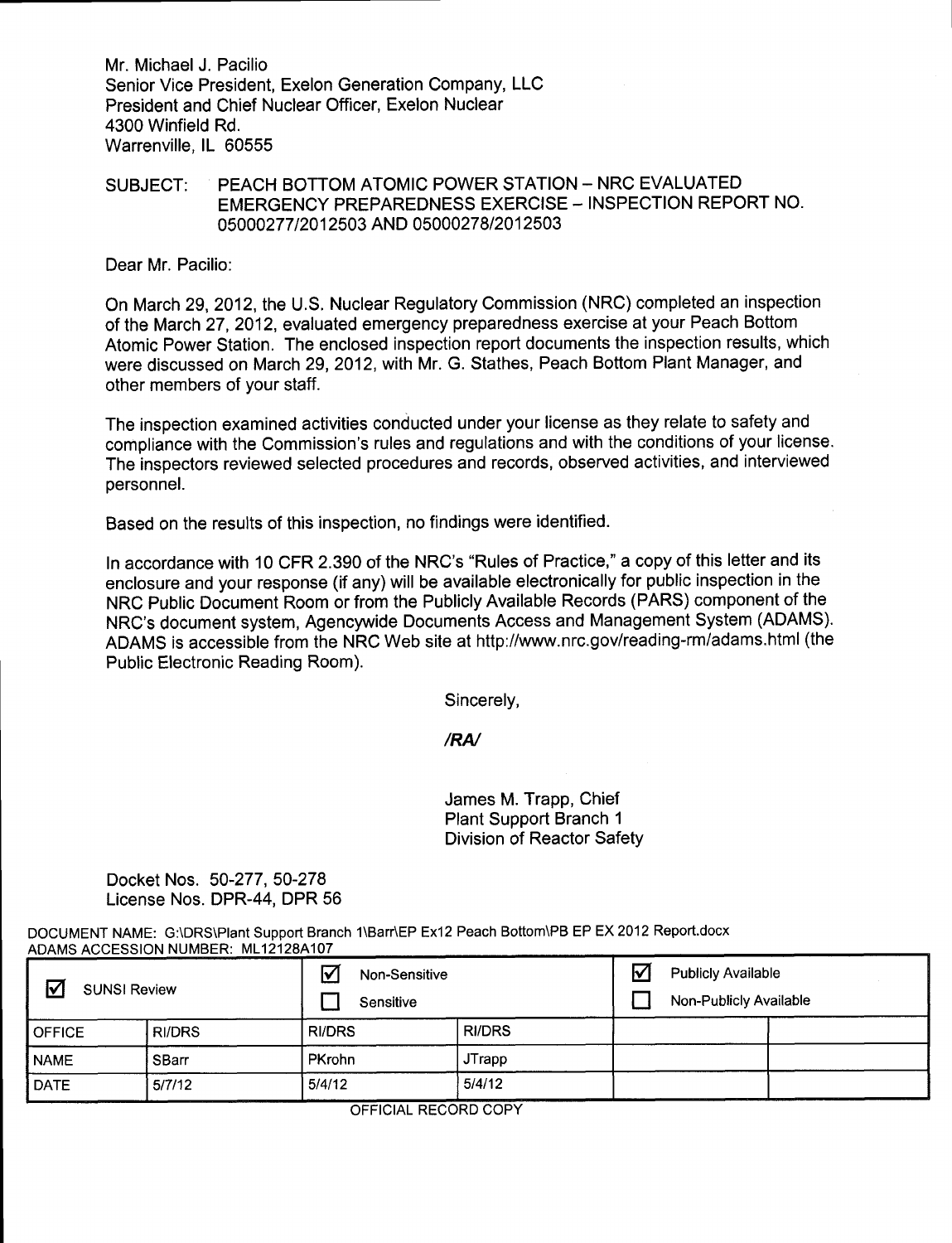Mr. Michael J. Pacilio
Senior Vice President, Exelon Generation Company, LLC
President and Chief Nuclear Officer, Exelon Nuclear
4300 Winfield Rd.
Warrenville, IL 60555

SUBJECT: PEACH BOTTOM ATOMIC POWER STATION – NRC EVALUATED EMERGENCY PREPAREDNESS EXERCISE – INSPECTION REPORT NO. 05000277/2012503 AND 05000278/2012503

Dear Mr. Pacilio:

On March 29, 2012, the U.S. Nuclear Regulatory Commission (NRC) completed an inspection of the March 27, 2012, evaluated emergency preparedness exercise at your Peach Bottom Atomic Power Station. The enclosed inspection report documents the inspection results, which were discussed on March 29, 2012, with Mr. G. Stathes, Peach Bottom Plant Manager, and other members of your staff.

The inspection examined activities conducted under your license as they relate to safety and compliance with the Commission's rules and regulations and with the conditions of your license. The inspectors reviewed selected procedures and records, observed activities, and interviewed personnel.

Based on the results of this inspection, no findings were identified.

In accordance with 10 CFR 2.390 of the NRC's "Rules of Practice," a copy of this letter and its enclosure and your response (if any) will be available electronically for public inspection in the NRC Public Document Room or from the Publicly Available Records (PARS) component of the NRC's document system, Agencywide Documents Access and Management System (ADAMS). ADAMS is accessible from the NRC Web site at http://www.nrc.gov/reading-rm/adams.html (the Public Electronic Reading Room).

Sincerely,

***/RA/***

James M. Trapp, Chief
Plant Support Branch 1
Division of Reactor Safety

Docket Nos. 50-277, 50-278
License Nos. DPR-44, DPR 56

DOCUMENT NAME: G:\DRS\Plant Support Branch 1\Barr\EP Ex12 Peach Bottom\PB EP EX 2012 Report.docx
ADAMS ACCESSION NUMBER: ML12128A107

| ☑ SUNSI Review | | ☑ Non-Sensitive ☐ Sensitive | | ☑ Publicly Available ☐ Non-Publicly Available | |
|---|---|---|---|---|---|
| OFFICE | RI/DRS | RI/DRS | RI/DRS | | |
| NAME | SBarr | PKrohn | JTrapp | | |
| DATE | 5/7/12 | 5/4/12 | 5/4/12 | | |

OFFICIAL RECORD COPY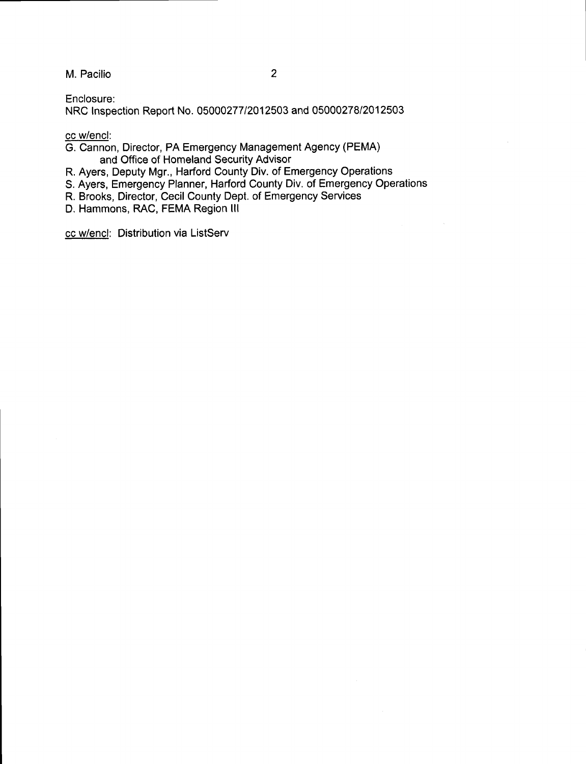Enclosure:
NRC Inspection Report No. 05000277/2012503 and 05000278/2012503

cc w/encl:
G. Cannon, Director, PA Emergency Management Agency (PEMA)
    and Office of Homeland Security Advisor
R. Ayers, Deputy Mgr., Harford County Div. of Emergency Operations
S. Ayers, Emergency Planner, Harford County Div. of Emergency Operations
R. Brooks, Director, Cecil County Dept. of Emergency Services
D. Hammons, RAC, FEMA Region III

cc w/encl: Distribution via ListServ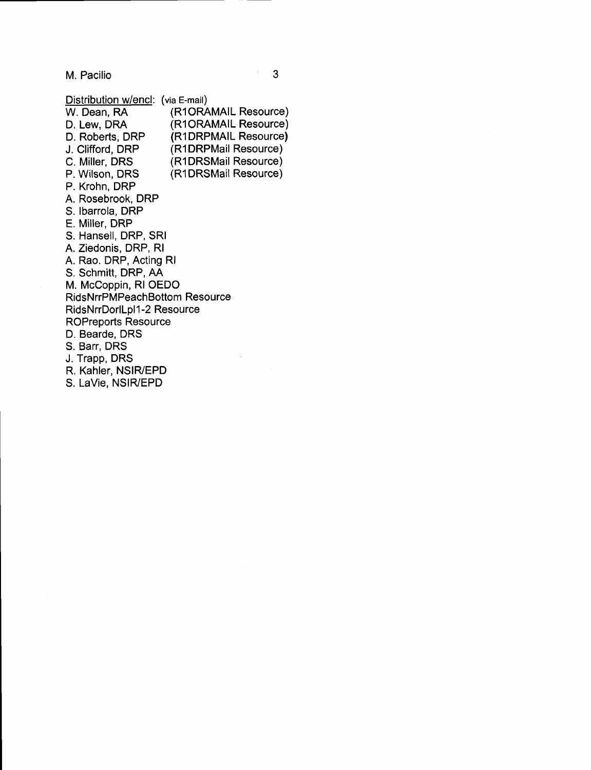Distribution w/encl: (via E-mail)

W. Dean, RA (R1ORAMAIL Resource)
D. Lew, DRA (R1ORAMAIL Resource)
D. Roberts, DRP (R1DRPMAIL Resource)
J. Clifford, DRP (R1DRPMail Resource)
C. Miller, DRS (R1DRSMail Resource)
P. Wilson, DRS (R1DRSMail Resource)
P. Krohn, DRP
A. Rosebrook, DRP
S. Ibarrola, DRP
E. Miller, DRP
S. Hansell, DRP, SRI
A. Ziedonis, DRP, RI
A. Rao. DRP, Acting RI
S. Schmitt, DRP, AA
M. McCoppin, RI OEDO
RidsNrrPMPeachBottom Resource
RidsNrrDorlLpl1-2 Resource
ROPreports Resource
D. Bearde, DRS
S. Barr, DRS
J. Trapp, DRS
R. Kahler, NSIR/EPD
S. LaVie, NSIR/EPD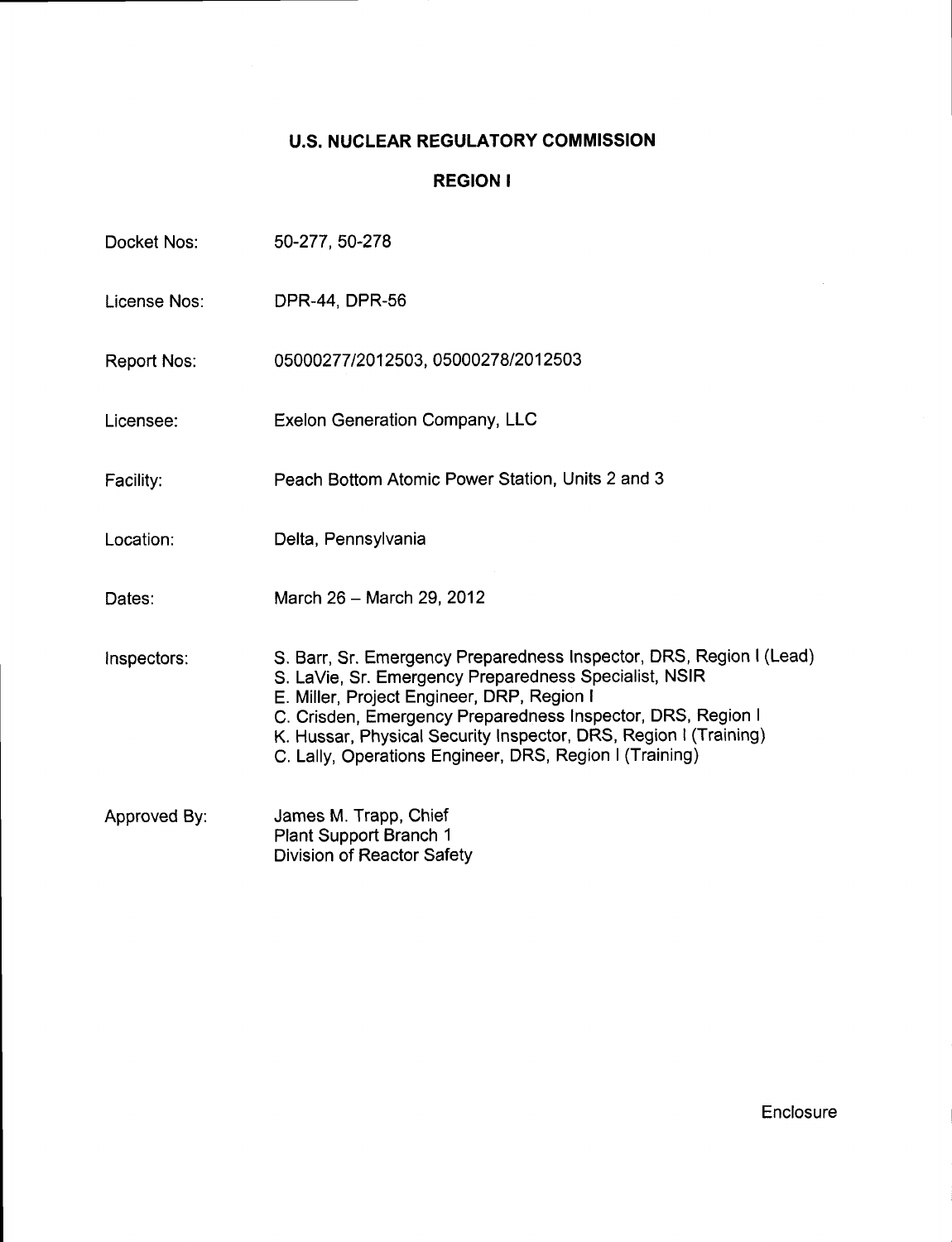# U.S. NUCLEAR REGULATORY COMMISSION

## REGION I

| | |
|---|---|
| Docket Nos: | 50-277, 50-278 |
| License Nos: | DPR-44, DPR-56 |
| Report Nos: | 05000277/2012503, 05000278/2012503 |
| Licensee: | Exelon Generation Company, LLC |
| Facility: | Peach Bottom Atomic Power Station, Units 2 and 3 |
| Location: | Delta, Pennsylvania |
| Dates: | March 26 – March 29, 2012 |
| Inspectors: | S. Barr, Sr. Emergency Preparedness Inspector, DRS, Region I (Lead)<br>S. LaVie, Sr. Emergency Preparedness Specialist, NSIR<br>E. Miller, Project Engineer, DRP, Region I<br>C. Crisden, Emergency Preparedness Inspector, DRS, Region I<br>K. Hussar, Physical Security Inspector, DRS, Region I (Training)<br>C. Lally, Operations Engineer, DRS, Region I (Training) |
| Approved By: | James M. Trapp, Chief<br>Plant Support Branch 1<br>Division of Reactor Safety |

Enclosure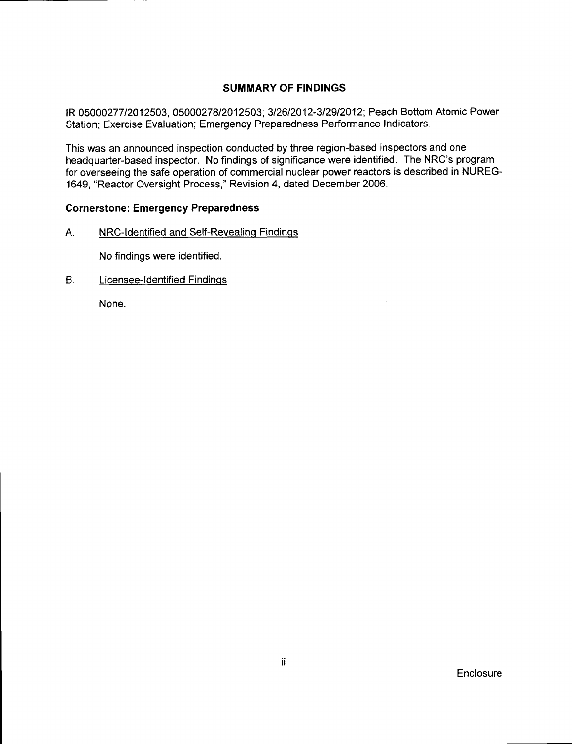## SUMMARY OF FINDINGS

IR 05000277/2012503, 05000278/2012503; 3/26/2012-3/29/2012; Peach Bottom Atomic Power Station; Exercise Evaluation; Emergency Preparedness Performance Indicators.

This was an announced inspection conducted by three region-based inspectors and one headquarter-based inspector. No findings of significance were identified. The NRC's program for overseeing the safe operation of commercial nuclear power reactors is described in NUREG-1649, "Reactor Oversight Process," Revision 4, dated December 2006.

### Cornerstone: Emergency Preparedness

A. NRC-Identified and Self-Revealing Findings

No findings were identified.

B. Licensee-Identified Findings

None.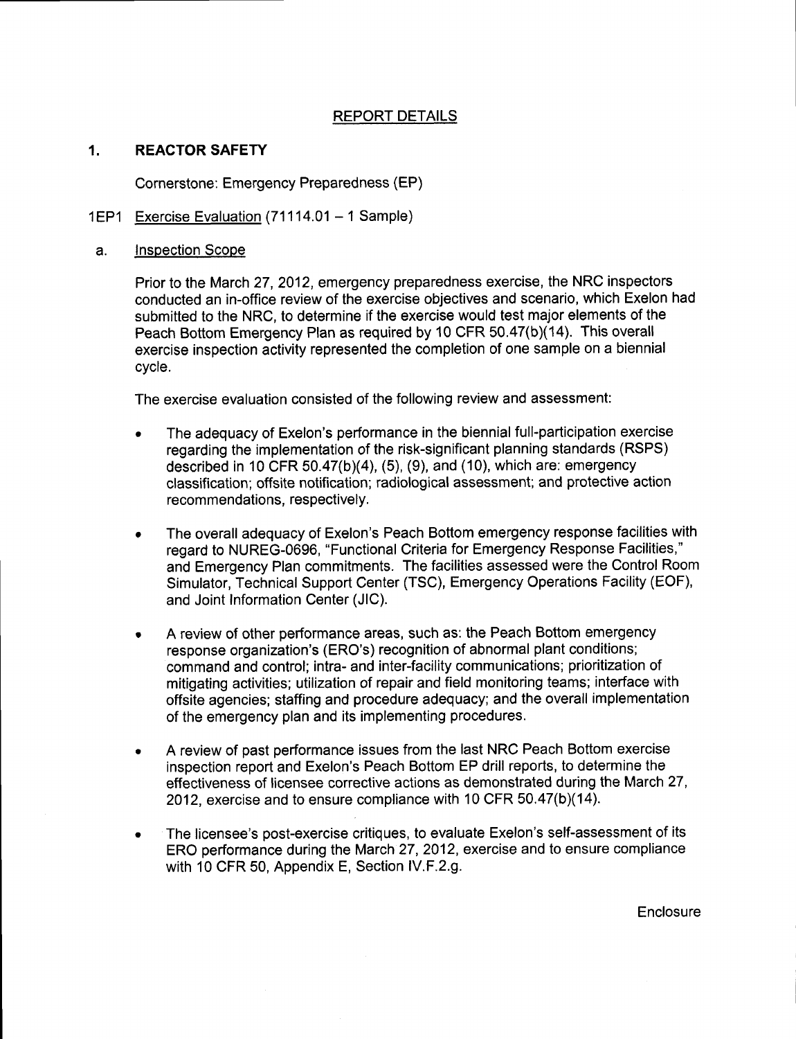## REPORT DETAILS

### 1. REACTOR SAFETY

Cornerstone: Emergency Preparedness (EP)

1EP1 Exercise Evaluation (71114.01 – 1 Sample)

a. Inspection Scope

Prior to the March 27, 2012, emergency preparedness exercise, the NRC inspectors conducted an in-office review of the exercise objectives and scenario, which Exelon had submitted to the NRC, to determine if the exercise would test major elements of the Peach Bottom Emergency Plan as required by 10 CFR 50.47(b)(14). This overall exercise inspection activity represented the completion of one sample on a biennial cycle.

The exercise evaluation consisted of the following review and assessment:

- The adequacy of Exelon's performance in the biennial full-participation exercise regarding the implementation of the risk-significant planning standards (RSPS) described in 10 CFR 50.47(b)(4), (5), (9), and (10), which are: emergency classification; offsite notification; radiological assessment; and protective action recommendations, respectively.
- The overall adequacy of Exelon's Peach Bottom emergency response facilities with regard to NUREG-0696, "Functional Criteria for Emergency Response Facilities," and Emergency Plan commitments. The facilities assessed were the Control Room Simulator, Technical Support Center (TSC), Emergency Operations Facility (EOF), and Joint Information Center (JIC).
- A review of other performance areas, such as: the Peach Bottom emergency response organization's (ERO's) recognition of abnormal plant conditions; command and control; intra- and inter-facility communications; prioritization of mitigating activities; utilization of repair and field monitoring teams; interface with offsite agencies; staffing and procedure adequacy; and the overall implementation of the emergency plan and its implementing procedures.
- A review of past performance issues from the last NRC Peach Bottom exercise inspection report and Exelon's Peach Bottom EP drill reports, to determine the effectiveness of licensee corrective actions as demonstrated during the March 27, 2012, exercise and to ensure compliance with 10 CFR 50.47(b)(14).
- The licensee's post-exercise critiques, to evaluate Exelon's self-assessment of its ERO performance during the March 27, 2012, exercise and to ensure compliance with 10 CFR 50, Appendix E, Section IV.F.2.g.

Enclosure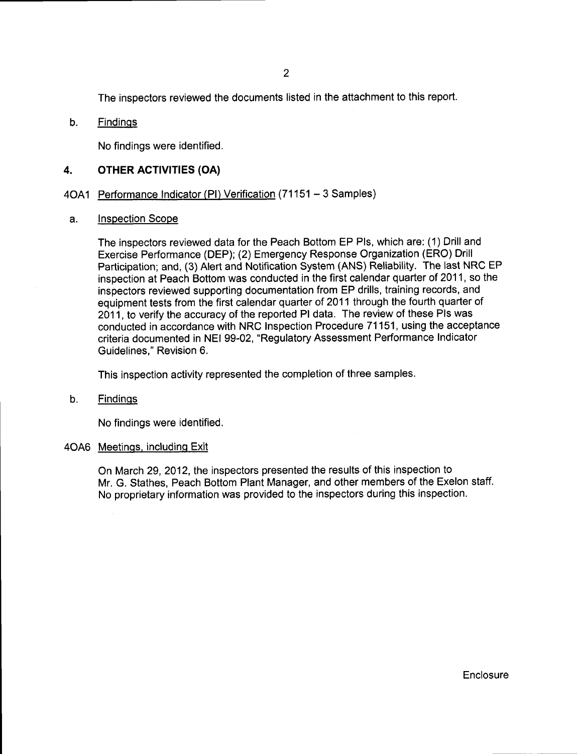The inspectors reviewed the documents listed in the attachment to this report.

b. Findings

No findings were identified.

## 4. OTHER ACTIVITIES (OA)

### 4OA1 Performance Indicator (PI) Verification (71151 – 3 Samples)

a. Inspection Scope

The inspectors reviewed data for the Peach Bottom EP PIs, which are: (1) Drill and Exercise Performance (DEP); (2) Emergency Response Organization (ERO) Drill Participation; and, (3) Alert and Notification System (ANS) Reliability. The last NRC EP inspection at Peach Bottom was conducted in the first calendar quarter of 2011, so the inspectors reviewed supporting documentation from EP drills, training records, and equipment tests from the first calendar quarter of 2011 through the fourth quarter of 2011, to verify the accuracy of the reported PI data. The review of these PIs was conducted in accordance with NRC Inspection Procedure 71151, using the acceptance criteria documented in NEI 99-02, "Regulatory Assessment Performance Indicator Guidelines," Revision 6.

This inspection activity represented the completion of three samples.

b. Findings

No findings were identified.

### 4OA6 Meetings, including Exit

On March 29, 2012, the inspectors presented the results of this inspection to Mr. G. Stathes, Peach Bottom Plant Manager, and other members of the Exelon staff. No proprietary information was provided to the inspectors during this inspection.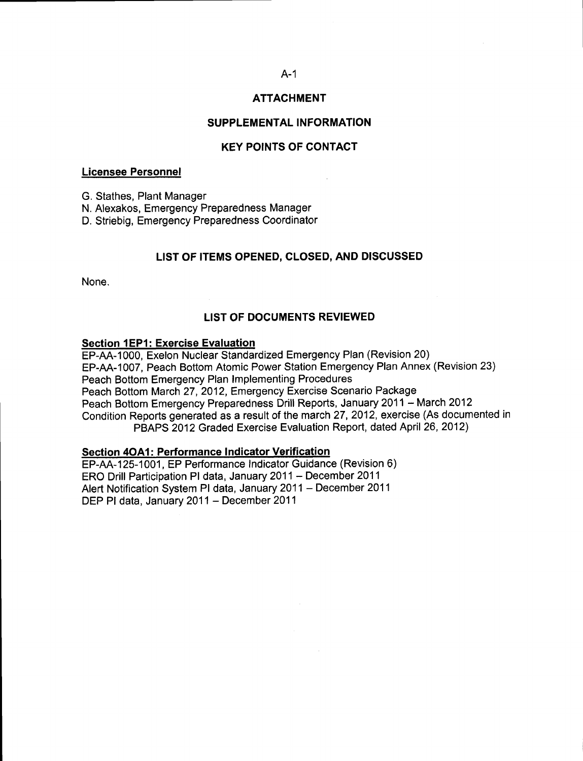# ATTACHMENT

## SUPPLEMENTAL INFORMATION

## KEY POINTS OF CONTACT

**Licensee Personnel**

G. Stathes, Plant Manager
N. Alexakos, Emergency Preparedness Manager
D. Striebig, Emergency Preparedness Coordinator

## LIST OF ITEMS OPENED, CLOSED, AND DISCUSSED

None.

## LIST OF DOCUMENTS REVIEWED

**Section 1EP1: Exercise Evaluation**

EP-AA-1000, Exelon Nuclear Standardized Emergency Plan (Revision 20)
EP-AA-1007, Peach Bottom Atomic Power Station Emergency Plan Annex (Revision 23)
Peach Bottom Emergency Plan Implementing Procedures
Peach Bottom March 27, 2012, Emergency Exercise Scenario Package
Peach Bottom Emergency Preparedness Drill Reports, January 2011 – March 2012
Condition Reports generated as a result of the march 27, 2012, exercise (As documented in PBAPS 2012 Graded Exercise Evaluation Report, dated April 26, 2012)

**Section 4OA1: Performance Indicator Verification**

EP-AA-125-1001, EP Performance Indicator Guidance (Revision 6)
ERO Drill Participation PI data, January 2011 – December 2011
Alert Notification System PI data, January 2011 – December 2011
DEP PI data, January 2011 – December 2011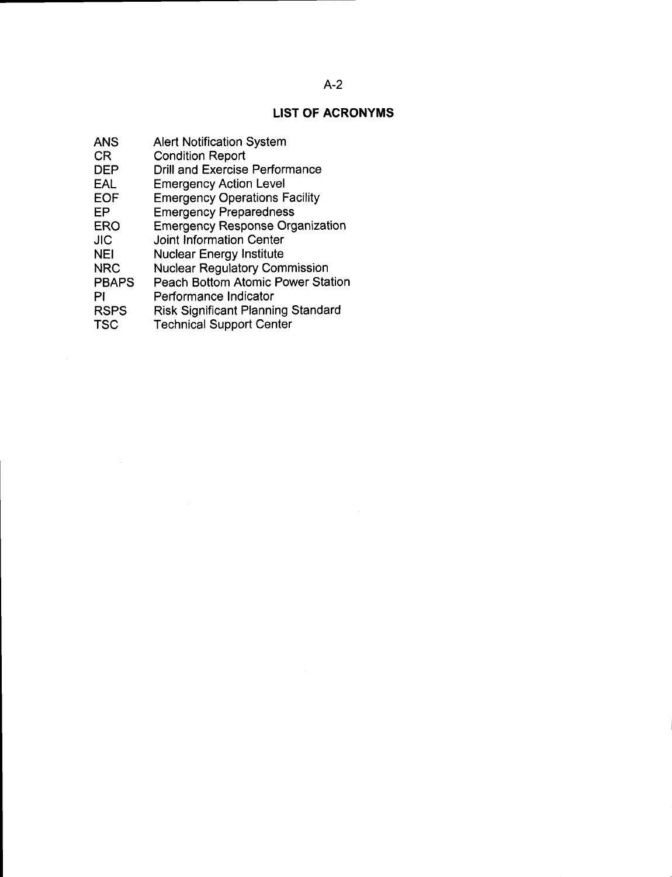## LIST OF ACRONYMS

| | |
|---|---|
| ANS | Alert Notification System |
| CR | Condition Report |
| DEP | Drill and Exercise Performance |
| EAL | Emergency Action Level |
| EOF | Emergency Operations Facility |
| EP | Emergency Preparedness |
| ERO | Emergency Response Organization |
| JIC | Joint Information Center |
| NEI | Nuclear Energy Institute |
| NRC | Nuclear Regulatory Commission |
| PBAPS | Peach Bottom Atomic Power Station |
| PI | Performance Indicator |
| RSPS | Risk Significant Planning Standard |
| TSC | Technical Support Center |